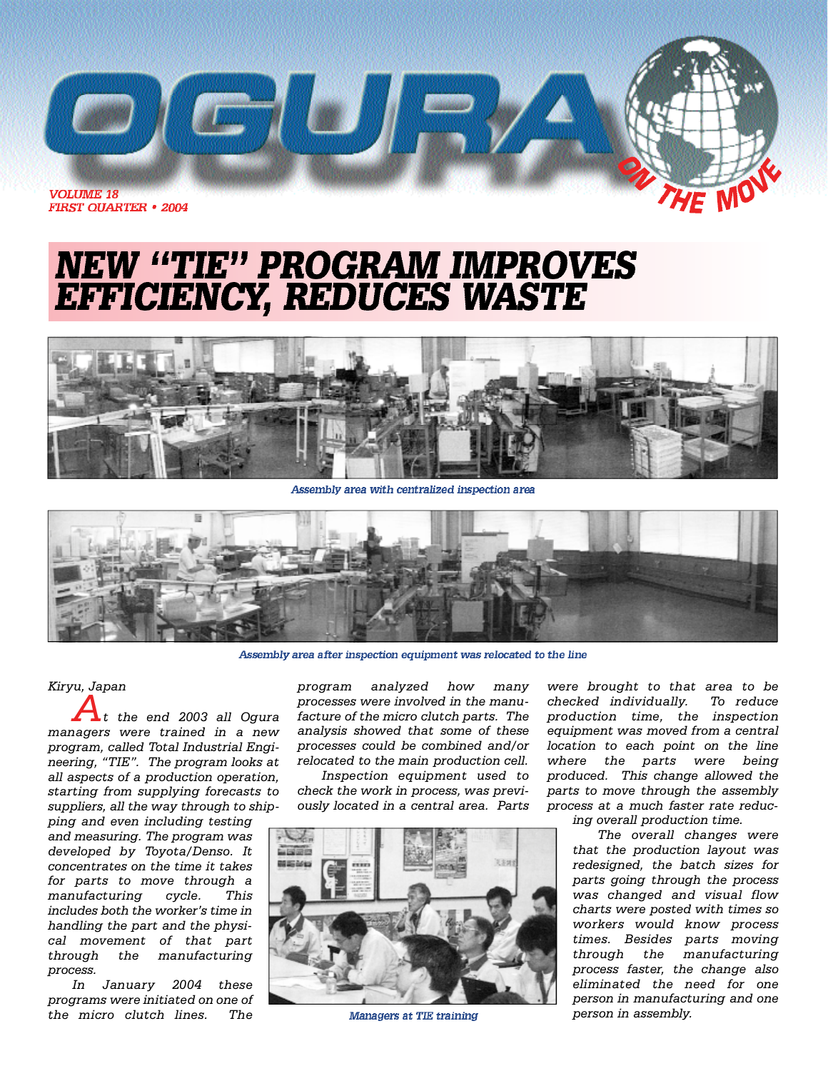# OGURA ON THE MOVE

*VOLUME 18*
*FIRST QUARTER • 2004*

# NEW "TIE" PROGRAM IMPROVES EFFICIENCY, REDUCES WASTE

Assembly area with centralized inspection area

Assembly area after inspection equipment was relocated to the line

*Kiryu, Japan*

*At the end 2003 all Ogura managers were trained in a new program, called Total Industrial Engineering, "TIE". The program looks at all aspects of a production operation, starting from supplying forecasts to suppliers, all the way through to shipping and even including testing and measuring. The program was developed by Toyota/Denso. It concentrates on the time it takes for parts to move through a manufacturing cycle. This includes both the worker's time in handling the part and the physical movement of that part through the manufacturing process.*

*In January 2004 these programs were initiated on one of the micro clutch lines. The program analyzed how many processes were involved in the manufacture of the micro clutch parts. The analysis showed that some of these processes could be combined and/or relocated to the main production cell.*

*Inspection equipment used to check the work in process, was previously located in a central area. Parts were brought to that area to be checked individually. To reduce production time, the inspection equipment was moved from a central location to each point on the line where the parts were being produced. This change allowed the parts to move through the assembly process at a much faster rate reducing overall production time.*

*The overall changes were that the production layout was redesigned, the batch sizes for parts going through the process was changed and visual flow charts were posted with times so workers would know process times. Besides parts moving through the manufacturing process faster, the change also eliminated the need for one person in manufacturing and one person in assembly.*

Managers at TIE training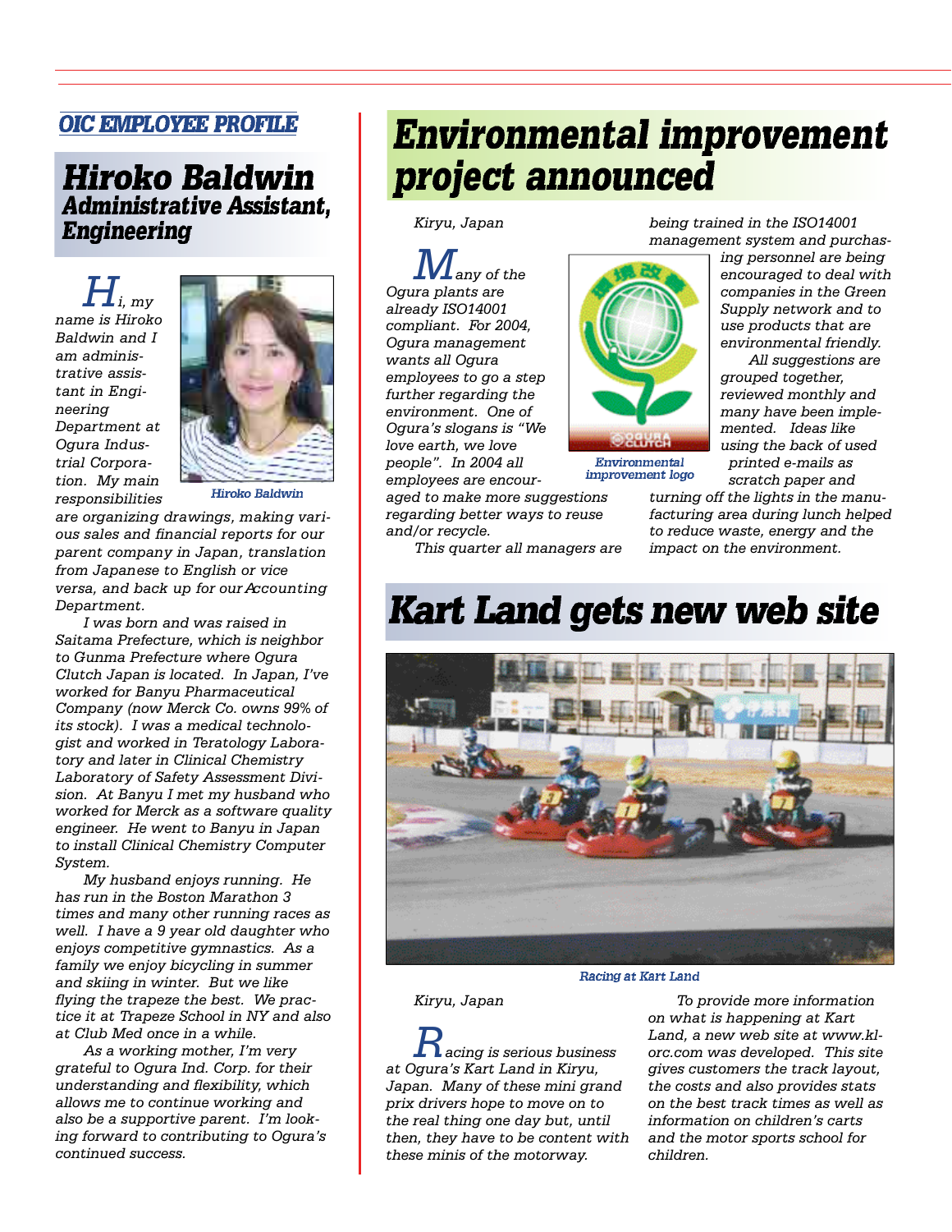OIC EMPLOYEE PROFILE

## Hiroko Baldwin
### Administrative Assistant, Engineering

*Hi, my name is Hiroko Baldwin and I am administrative assistant in Engineering Department at Ogura Industrial Corporation. My main responsibilities are organizing drawings, making various sales and financial reports for our parent company in Japan, translation from Japanese to English or vice versa, and back up for our Accounting Department.*

Hiroko Baldwin

*I was born and was raised in Saitama Prefecture, which is neighbor to Gunma Prefecture where Ogura Clutch Japan is located. In Japan, I've worked for Banyu Pharmaceutical Company (now Merck Co. owns 99% of its stock). I was a medical technologist and worked in Teratology Laboratory and later in Clinical Chemistry Laboratory of Safety Assessment Division. At Banyu I met my husband who worked for Merck as a software quality engineer. He went to Banyu in Japan to install Clinical Chemistry Computer System.*

*My husband enjoys running. He has run in the Boston Marathon 3 times and many other running races as well. I have a 9 year old daughter who enjoys competitive gymnastics. As a family we enjoy bicycling in summer and skiing in winter. But we like flying the trapeze the best. We practice it at Trapeze School in NY and also at Club Med once in a while.*

*As a working mother, I'm very grateful to Ogura Ind. Corp. for their understanding and flexibility, which allows me to continue working and also be a supportive parent. I'm looking forward to contributing to Ogura's continued success.*

# Environmental improvement project announced

*Kiryu, Japan*

*Many of the Ogura plants are already ISO14001 compliant. For 2004, Ogura management wants all Ogura employees to go a step further regarding the environment. One of Ogura's slogans is "We love earth, we love people". In 2004 all employees are encouraged to make more suggestions regarding better ways to reuse and/or recycle.*

*This quarter all managers are being trained in the ISO14001 management system and purchasing personnel are being encouraged to deal with companies in the Green Supply network and to use products that are environmental friendly.*

*All suggestions are grouped together, reviewed monthly and many have been implemented. Ideas like using the back of used printed e-mails as scratch paper and turning off the lights in the manufacturing area during lunch helped to reduce waste, energy and the impact on the environment.*

Environmental improvement logo

# Kart Land gets new web site

Racing at Kart Land

*Kiryu, Japan*

*Racing is serious business at Ogura's Kart Land in Kiryu, Japan. Many of these mini grand prix drivers hope to move on to the real thing one day but, until then, they have to be content with these minis of the motorway.*

*To provide more information on what is happening at Kart Land, a new web site at www.kl-orc.com was developed. This site gives customers the track layout, the costs and also provides stats on the best track times as well as information on children's carts and the motor sports school for children.*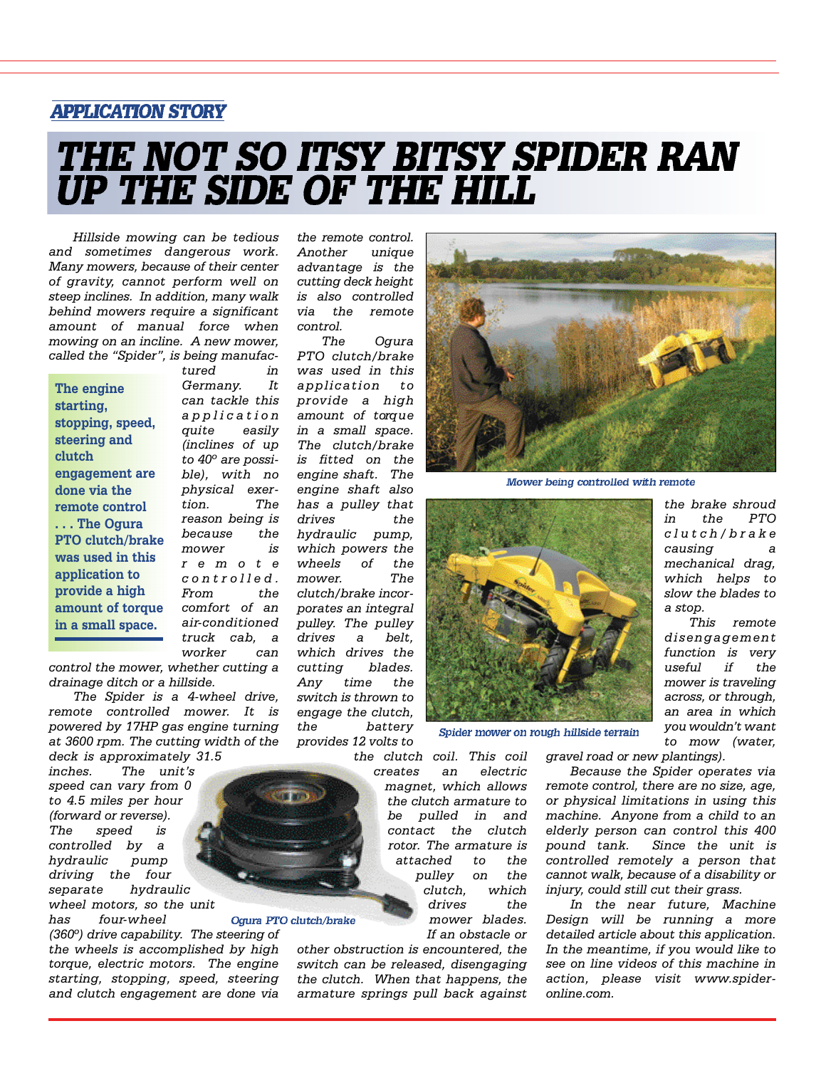*APPLICATION STORY*

# THE NOT SO ITSY BITSY SPIDER RAN UP THE SIDE OF THE HILL

*Hillside mowing can be tedious and sometimes dangerous work. Many mowers, because of their center of gravity, cannot perform well on steep inclines. In addition, many walk behind mowers require a significant amount of manual force when mowing on an incline. A new mower, called the "Spider", is being manufactured in Germany. It can tackle this application quite easily (inclines of up to 40° are possible), with no physical exertion. The reason being is because the mower is remote controlled. From the comfort of an air-conditioned truck cab, a worker can control the mower, whether cutting a drainage ditch or a hillside.*

**The engine starting, stopping, speed, steering and clutch engagement are done via the remote control . . . The Ogura PTO clutch/brake was used in this application to provide a high amount of torque in a small space.**

*The Spider is a 4-wheel drive, remote controlled mower. It is powered by 17HP gas engine turning at 3600 rpm. The cutting width of the deck is approximately 31.5 inches. The unit's speed can vary from 0 to 4.5 miles per hour (forward or reverse). The speed is controlled by a hydraulic pump driving the four separate hydraulic wheel motors, so the unit has four-wheel (360°) drive capability. The steering of the wheels is accomplished by high torque, electric motors. The engine starting, stopping, speed, steering and clutch engagement are done via the remote control. Another unique advantage is the cutting deck height is also controlled via the remote control.*

*The Ogura PTO clutch/brake was used in this application to provide a high amount of torque in a small space. The clutch/brake is fitted on the engine shaft. The engine shaft also has a pulley that drives the hydraulic pump, which powers the wheels of the mower. The clutch/brake incorporates an integral pulley. The pulley drives a belt, which drives the cutting blades. Any time the switch is thrown to engage the clutch, the battery provides 12 volts to the clutch coil. This coil creates an electric magnet, which allows the clutch armature to be pulled in and contact the clutch rotor. The armature is attached to the pulley on the clutch, which drives the mower blades. If an obstacle or other obstruction is encountered, the switch can be released, disengaging the clutch. When that happens, the armature springs pull back against the brake shroud in the PTO clutch/brake causing a mechanical drag, which helps to slow the blades to a stop.*

*Ogura PTO clutch/brake*

*Mower being controlled with remote*

*Spider mower on rough hillside terrain*

*This remote disengagement function is very useful if the mower is traveling across, or through, an area in which you wouldn't want to mow (water, gravel road or new plantings).*

*Because the Spider operates via remote control, there are no size, age, or physical limitations in using this machine. Anyone from a child to an elderly person can control this 400 pound tank. Since the unit is controlled remotely a person that cannot walk, because of a disability or injury, could still cut their grass.*

*In the near future, Machine Design will be running a more detailed article about this application. In the meantime, if you would like to see on line videos of this machine in action, please visit www.spider-online.com.*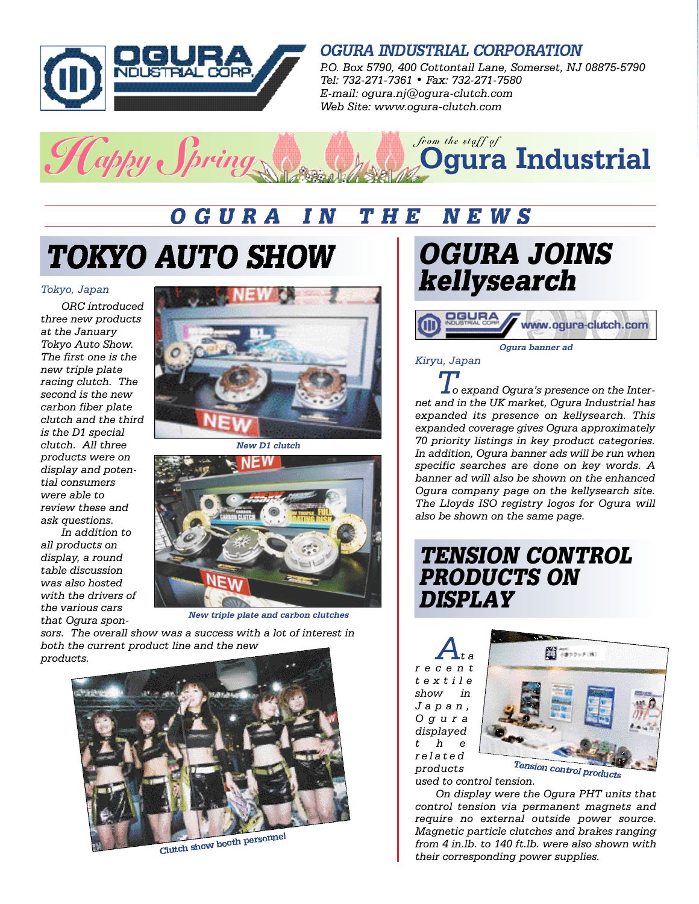# OGURA INDUSTRIAL CORPORATION

P.O. Box 5790, 400 Cottontail Lane, Somerset, NJ 08875-5790
Tel: 732-271-7361 • Fax: 732-271-7580
E-mail: ogura.nj@ogura-clutch.com
Web Site: www.ogura-clutch.com

Happy Spring from the staff of Ogura Industrial

## OGURA IN THE NEWS

## TOKYO AUTO SHOW

*Tokyo, Japan*

*ORC introduced three new products at the January Tokyo Auto Show. The first one is the new triple plate racing clutch. The second is the new carbon fiber plate clutch and the third is the D1 special clutch. All three products were on display and potential consumers were able to review these and ask questions.*

*In addition to all products on display, a round table discussion was also hosted with the drivers of the various cars that Ogura sponsors. The overall show was a success with a lot of interest in both the current product line and the new products.*

New D1 clutch

New triple plate and carbon clutches

Clutch show booth personnel

## OGURA JOINS kellysearch

Ogura banner ad

*Kiryu, Japan*

*To expand Ogura's presence on the Internet and in the UK market, Ogura Industrial has expanded its presence on kellysearch. This expanded coverage gives Ogura approximately 70 priority listings in key product categories. In addition, Ogura banner ads will be run when specific searches are done on key words. A banner ad will also be shown on the enhanced Ogura company page on the kellysearch site. The Lloyds ISO registry logos for Ogura will also be shown on the same page.*

## TENSION CONTROL PRODUCTS ON DISPLAY

*At a recent textile show in Japan, Ogura displayed the related products used to control tension.*

*On display were the Ogura PHT units that control tension via permanent magnets and require no external outside power source. Magnetic particle clutches and brakes ranging from 4 in.lb. to 140 ft.lb. were also shown with their corresponding power supplies.*

Tension control products